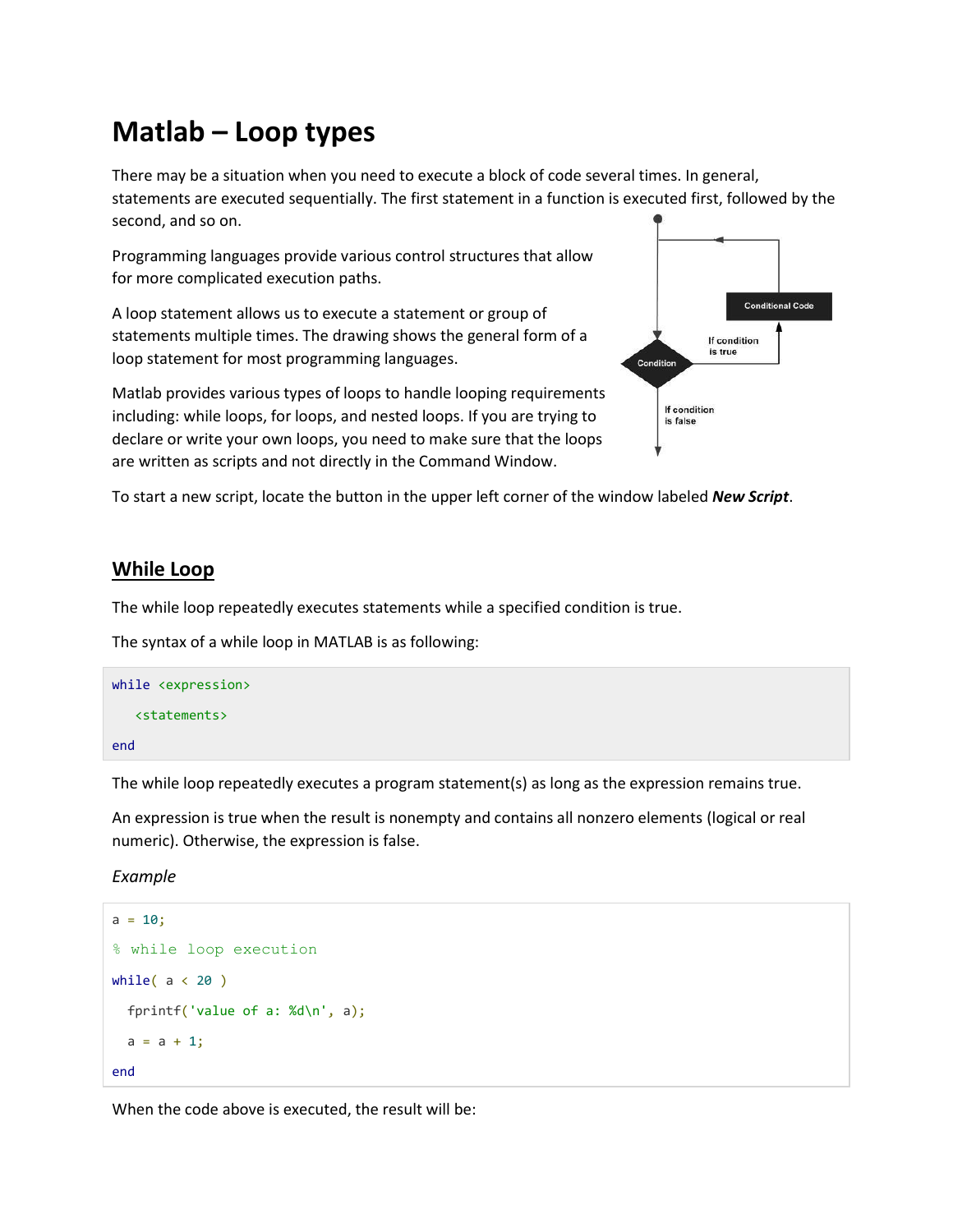# Matlab – Loop types

There may be a situation when you need to execute a block of code several times. In general, statements are executed sequentially. The first statement in a function is executed first, followed by the second, and so on.

Programming languages provide various control structures that allow for more complicated execution paths.

A loop statement allows us to execute a statement or group of statements multiple times. The drawing shows the general form of a loop statement for most programming languages.

Matlab provides various types of loops to handle looping requirements including: while loops, for loops, and nested loops. If you are trying to declare or write your own loops, you need to make sure that the loops are written as scripts and not directly in the Command Window.

To start a new script, locate the button in the upper left corner of the window labeled ***New Script***.

## While Loop

The while loop repeatedly executes statements while a specified condition is true.

The syntax of a while loop in MATLAB is as following:

```
while <expression>
   <statements>
end
```

The while loop repeatedly executes a program statement(s) as long as the expression remains true.

An expression is true when the result is nonempty and contains all nonzero elements (logical or real numeric). Otherwise, the expression is false.

*Example*

```
a = 10;
% while loop execution
while( a < 20 )
  fprintf('value of a: %d\n', a);
  a = a + 1;
end
```

When the code above is executed, the result will be: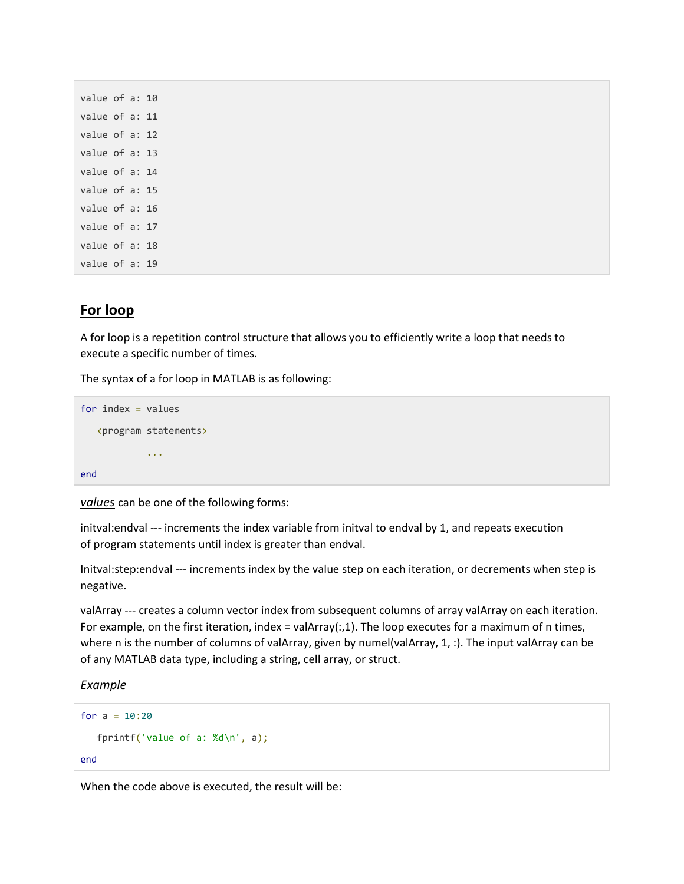```
value of a: 10
value of a: 11
value of a: 12
value of a: 13
value of a: 14
value of a: 15
value of a: 16
value of a: 17
value of a: 18
value of a: 19
```

## For loop

A for loop is a repetition control structure that allows you to efficiently write a loop that needs to execute a specific number of times.

The syntax of a for loop in MATLAB is as following:

```
for index = values
   <program statements>
            ...
end
```

***values*** can be one of the following forms:

initval:endval --- increments the index variable from initval to endval by 1, and repeats execution of program statements until index is greater than endval.

Initval:step:endval --- increments index by the value step on each iteration, or decrements when step is negative.

valArray --- creates a column vector index from subsequent columns of array valArray on each iteration. For example, on the first iteration, index = valArray(:,1). The loop executes for a maximum of n times, where n is the number of columns of valArray, given by numel(valArray, 1, :). The input valArray can be of any MATLAB data type, including a string, cell array, or struct.

*Example*

```
for a = 10:20
   fprintf('value of a: %d\n', a);
end
```

When the code above is executed, the result will be: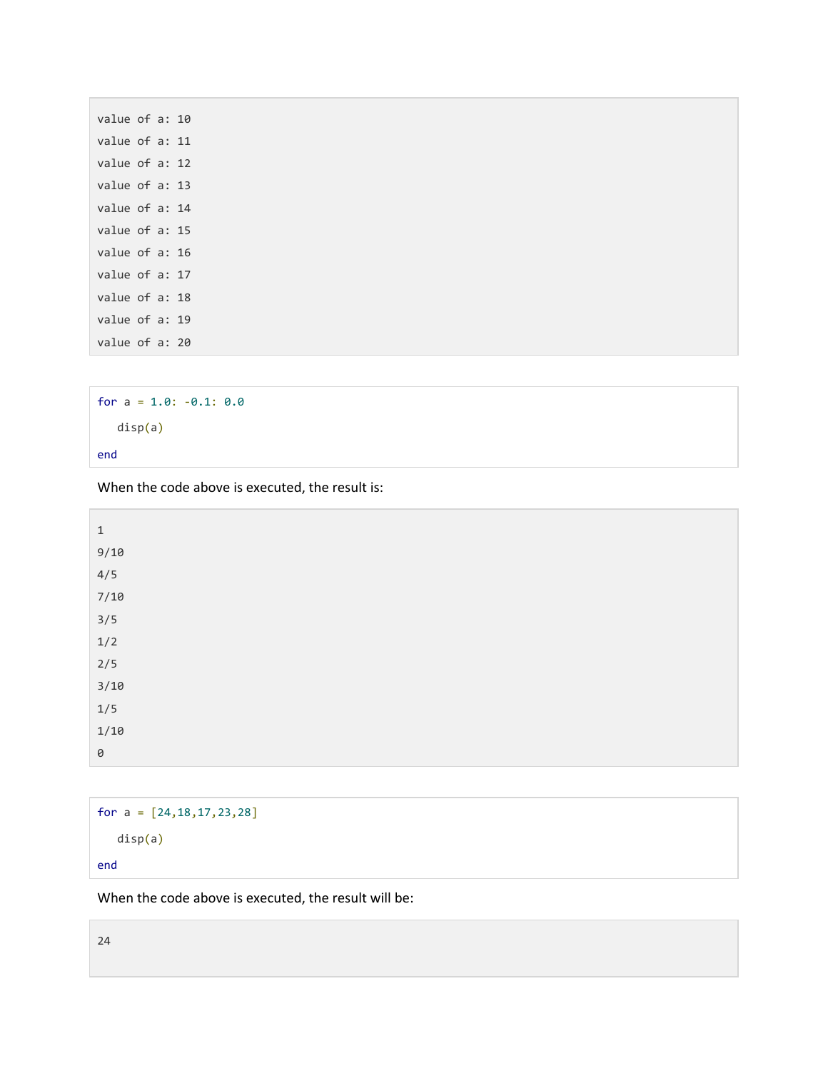```
value of a: 10
value of a: 11
value of a: 12
value of a: 13
value of a: 14
value of a: 15
value of a: 16
value of a: 17
value of a: 18
value of a: 19
value of a: 20
```

```
for a = 1.0: -0.1: 0.0
   disp(a)
end
```

When the code above is executed, the result is:

```
1
9/10
4/5
7/10
3/5
1/2
2/5
3/10
1/5
1/10
0
```

```
for a = [24,18,17,23,28]
   disp(a)
end
```

When the code above is executed, the result will be:

```
24
```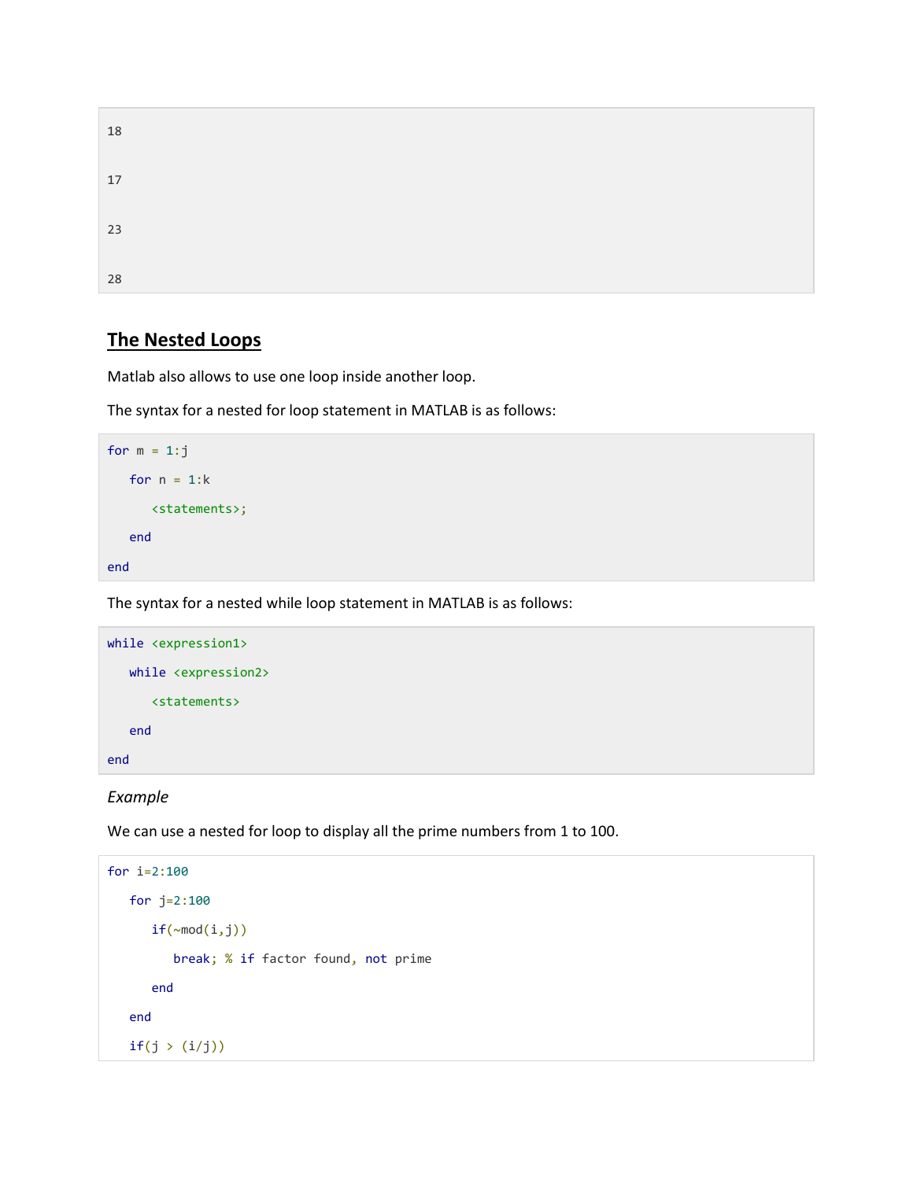```
18

17

23

28
```

## The Nested Loops

Matlab also allows to use one loop inside another loop.

The syntax for a nested for loop statement in MATLAB is as follows:

```
for m = 1:j
   for n = 1:k
      <statements>;
   end
end
```

The syntax for a nested while loop statement in MATLAB is as follows:

```
while <expression1>
   while <expression2>
      <statements>
   end
end
```

*Example*

We can use a nested for loop to display all the prime numbers from 1 to 100.

```
for i=2:100
   for j=2:100
      if(~mod(i,j))
         break; % if factor found, not prime
      end
   end
   if(j > (i/j))
```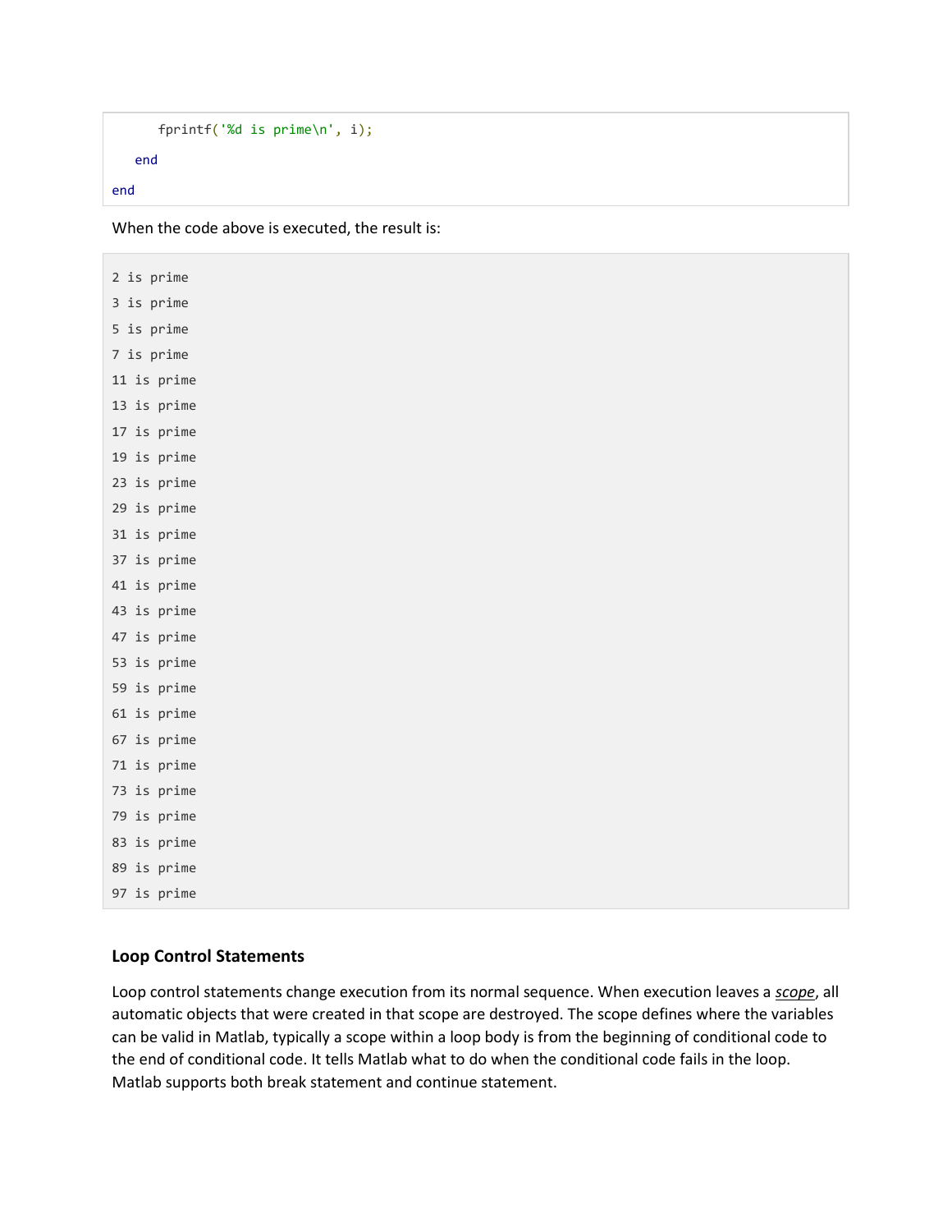```
      fprintf('%d is prime\n', i);
   end
end
```

When the code above is executed, the result is:

```
2 is prime
3 is prime
5 is prime
7 is prime
11 is prime
13 is prime
17 is prime
19 is prime
23 is prime
29 is prime
31 is prime
37 is prime
41 is prime
43 is prime
47 is prime
53 is prime
59 is prime
61 is prime
67 is prime
71 is prime
73 is prime
79 is prime
83 is prime
89 is prime
97 is prime
```

### Loop Control Statements

Loop control statements change execution from its normal sequence. When execution leaves a *scope*, all automatic objects that were created in that scope are destroyed. The scope defines where the variables can be valid in Matlab, typically a scope within a loop body is from the beginning of conditional code to the end of conditional code. It tells Matlab what to do when the conditional code fails in the loop. Matlab supports both break statement and continue statement.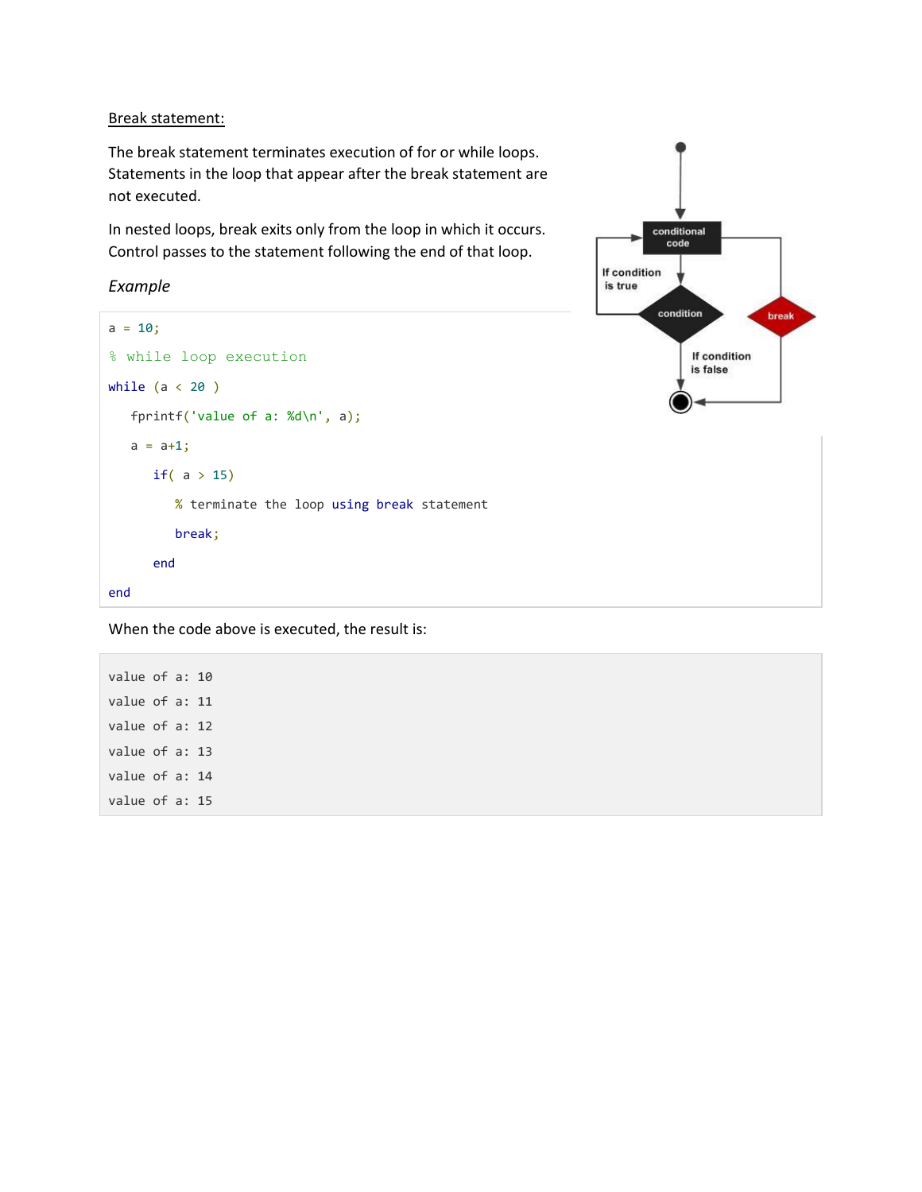<u>Break statement:</u>

The break statement terminates execution of for or while loops. Statements in the loop that appear after the break statement are not executed.

In nested loops, break exits only from the loop in which it occurs. Control passes to the statement following the end of that loop.

*Example*

```
a = 10;
% while loop execution
while (a < 20 )
   fprintf('value of a: %d\n', a);
   a = a+1;
      if( a > 15)
         % terminate the loop using break statement
         break;
      end
end
```

When the code above is executed, the result is:

```
value of a: 10
value of a: 11
value of a: 12
value of a: 13
value of a: 14
value of a: 15
```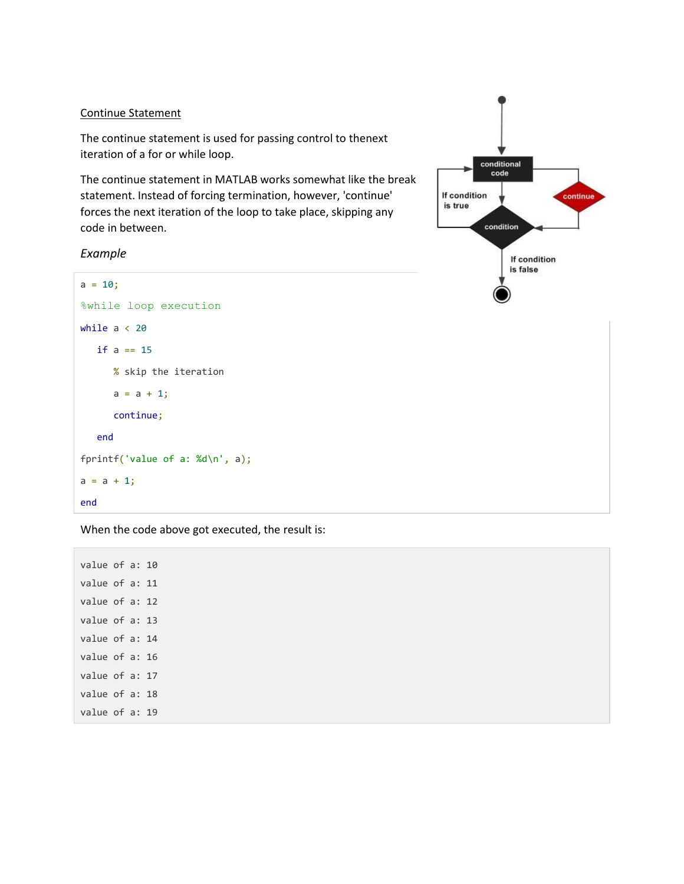Continue Statement

The continue statement is used for passing control to thenext iteration of a for or while loop.

The continue statement in MATLAB works somewhat like the break statement. Instead of forcing termination, however, 'continue' forces the next iteration of the loop to take place, skipping any code in between.

conditional code

If condition is true

continue

condition

If condition is false

*Example*

```
a = 10;
%while loop execution
while a < 20
   if a == 15
      % skip the iteration
      a = a + 1;
      continue;
   end
fprintf('value of a: %d\n', a);
a = a + 1;
end
```

When the code above got executed, the result is:

```
value of a: 10
value of a: 11
value of a: 12
value of a: 13
value of a: 14
value of a: 16
value of a: 17
value of a: 18
value of a: 19
```